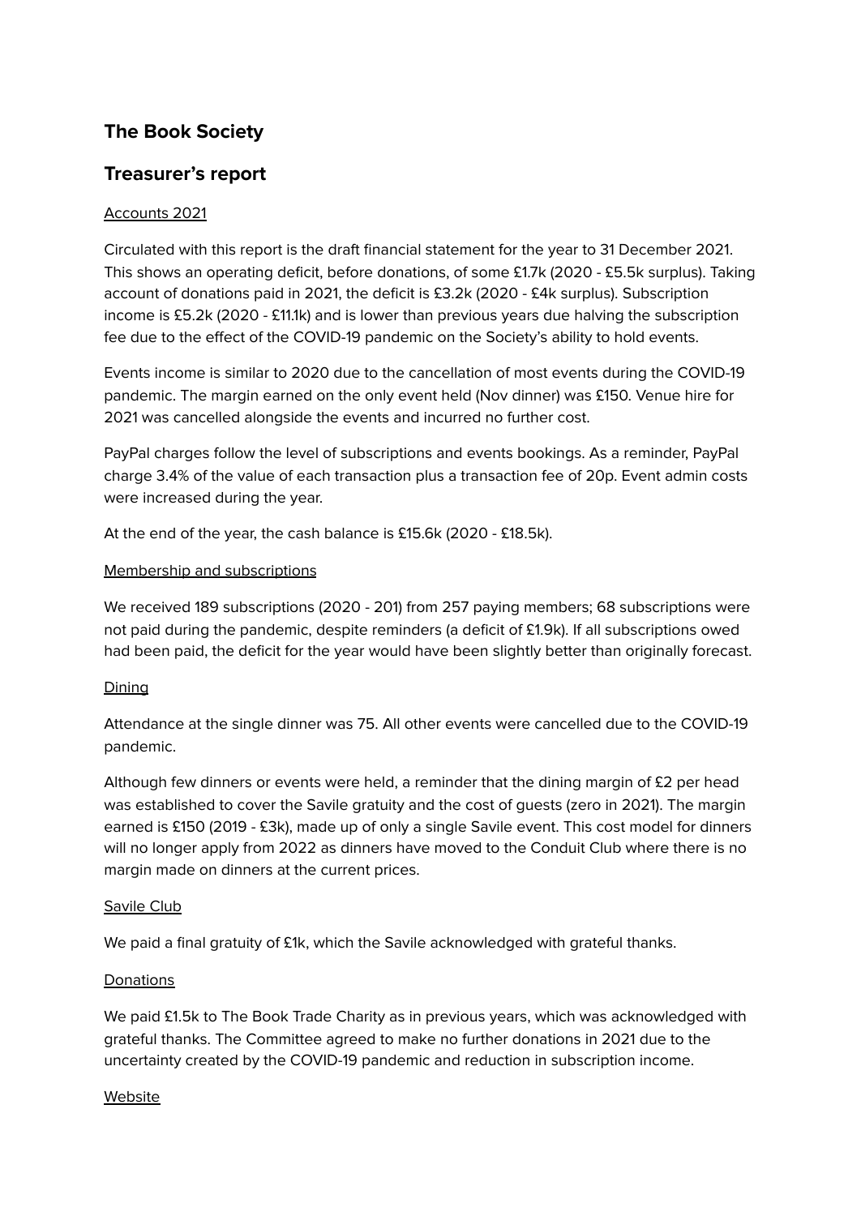# The Book Society

## Treasurer's report

Accounts 2021

Circulated with this report is the draft financial statement for the year to 31 December 2021. This shows an operating deficit, before donations, of some £1.7k (2020 - £5.5k surplus). Taking account of donations paid in 2021, the deficit is £3.2k (2020 - £4k surplus). Subscription income is £5.2k (2020 - £11.1k) and is lower than previous years due halving the subscription fee due to the effect of the COVID-19 pandemic on the Society's ability to hold events.

Events income is similar to 2020 due to the cancellation of most events during the COVID-19 pandemic. The margin earned on the only event held (Nov dinner) was £150. Venue hire for 2021 was cancelled alongside the events and incurred no further cost.

PayPal charges follow the level of subscriptions and events bookings. As a reminder, PayPal charge 3.4% of the value of each transaction plus a transaction fee of 20p. Event admin costs were increased during the year.

At the end of the year, the cash balance is £15.6k (2020 - £18.5k).

Membership and subscriptions

We received 189 subscriptions (2020 - 201) from 257 paying members; 68 subscriptions were not paid during the pandemic, despite reminders (a deficit of £1.9k). If all subscriptions owed had been paid, the deficit for the year would have been slightly better than originally forecast.

Dining

Attendance at the single dinner was 75. All other events were cancelled due to the COVID-19 pandemic.

Although few dinners or events were held, a reminder that the dining margin of £2 per head was established to cover the Savile gratuity and the cost of guests (zero in 2021). The margin earned is £150 (2019 - £3k), made up of only a single Savile event. This cost model for dinners will no longer apply from 2022 as dinners have moved to the Conduit Club where there is no margin made on dinners at the current prices.

Savile Club

We paid a final gratuity of £1k, which the Savile acknowledged with grateful thanks.

Donations

We paid £1.5k to The Book Trade Charity as in previous years, which was acknowledged with grateful thanks. The Committee agreed to make no further donations in 2021 due to the uncertainty created by the COVID-19 pandemic and reduction in subscription income.

Website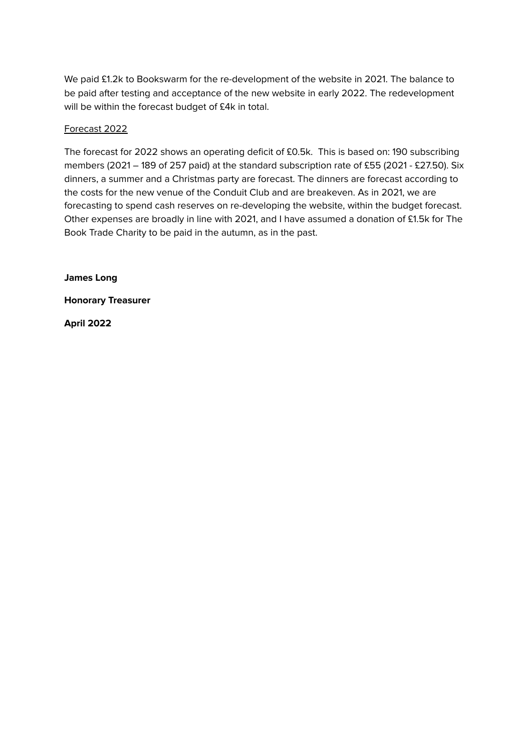We paid £1.2k to Bookswarm for the re-development of the website in 2021. The balance to be paid after testing and acceptance of the new website in early 2022. The redevelopment will be within the forecast budget of £4k in total.

<u>Forecast 2022</u>

The forecast for 2022 shows an operating deficit of £0.5k. This is based on: 190 subscribing members (2021 – 189 of 257 paid) at the standard subscription rate of £55 (2021 - £27.50). Six dinners, a summer and a Christmas party are forecast. The dinners are forecast according to the costs for the new venue of the Conduit Club and are breakeven. As in 2021, we are forecasting to spend cash reserves on re-developing the website, within the budget forecast. Other expenses are broadly in line with 2021, and I have assumed a donation of £1.5k for The Book Trade Charity to be paid in the autumn, as in the past.

**James Long**

**Honorary Treasurer**

**April 2022**